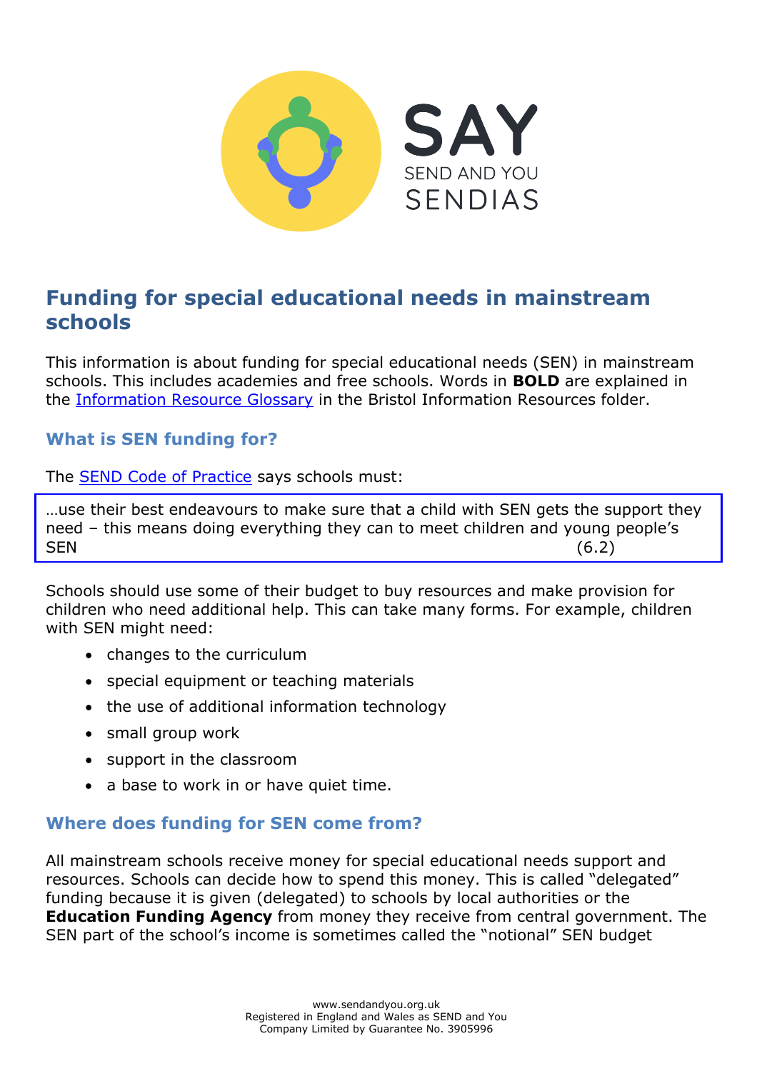# Funding for special educational needs in mainstream schools

This information is about funding for special educational needs (SEN) in mainstream schools. This includes academies and free schools. Words in **BOLD** are explained in the [Information Resource Glossary](#) in the Bristol Information Resources folder.

## What is SEN funding for?

The [SEND Code of Practice](#) says schools must:

> …use their best endeavours to make sure that a child with SEN gets the support they need – this means doing everything they can to meet children and young people's SEN (6.2)

Schools should use some of their budget to buy resources and make provision for children who need additional help. This can take many forms. For example, children with SEN might need:

- changes to the curriculum
- special equipment or teaching materials
- the use of additional information technology
- small group work
- support in the classroom
- a base to work in or have quiet time.

## Where does funding for SEN come from?

All mainstream schools receive money for special educational needs support and resources. Schools can decide how to spend this money. This is called "delegated" funding because it is given (delegated) to schools by local authorities or the **Education Funding Agency** from money they receive from central government. The SEN part of the school's income is sometimes called the "notional" SEN budget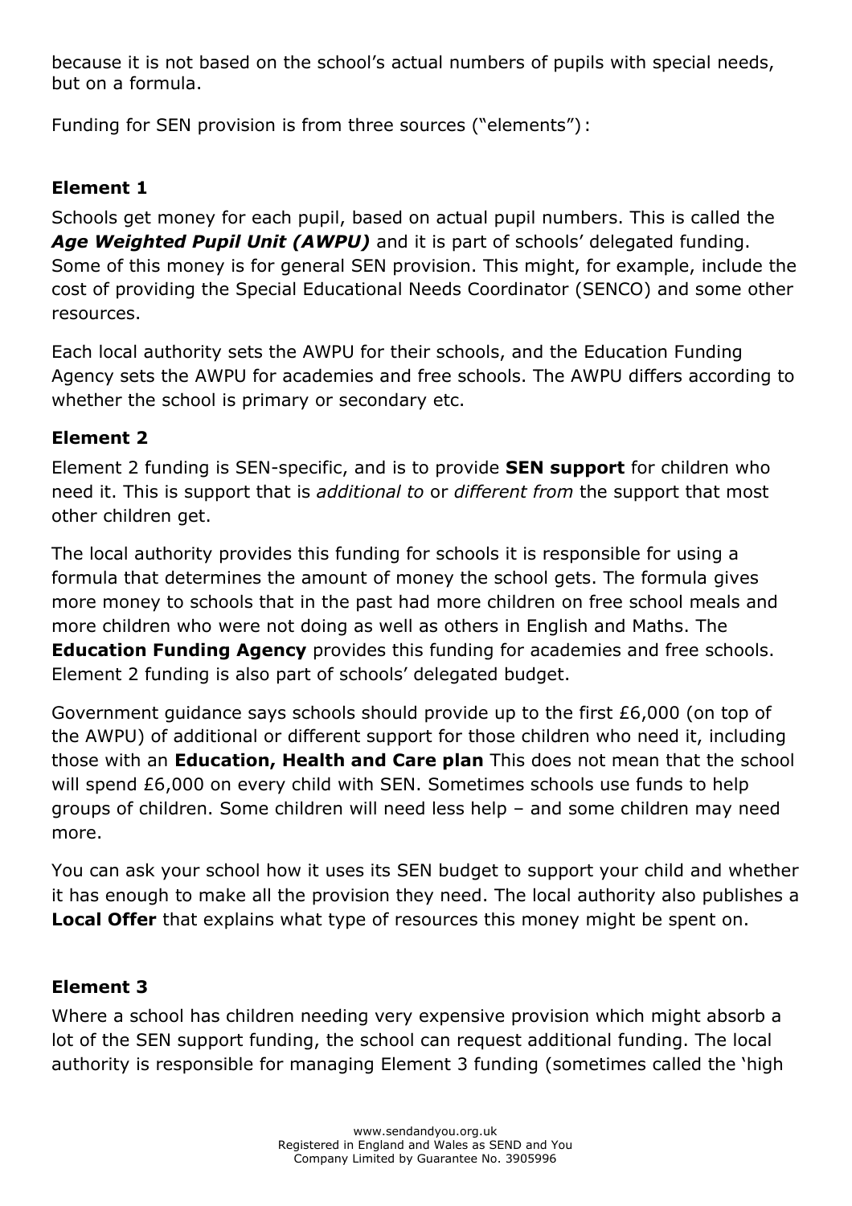because it is not based on the school's actual numbers of pupils with special needs, but on a formula.

Funding for SEN provision is from three sources ("elements"):

### Element 1

Schools get money for each pupil, based on actual pupil numbers. This is called the ***Age Weighted Pupil Unit (AWPU)*** and it is part of schools' delegated funding. Some of this money is for general SEN provision. This might, for example, include the cost of providing the Special Educational Needs Coordinator (SENCO) and some other resources.

Each local authority sets the AWPU for their schools, and the Education Funding Agency sets the AWPU for academies and free schools. The AWPU differs according to whether the school is primary or secondary etc.

### Element 2

Element 2 funding is SEN-specific, and is to provide **SEN support** for children who need it. This is support that is *additional to* or *different from* the support that most other children get.

The local authority provides this funding for schools it is responsible for using a formula that determines the amount of money the school gets. The formula gives more money to schools that in the past had more children on free school meals and more children who were not doing as well as others in English and Maths. The **Education Funding Agency** provides this funding for academies and free schools. Element 2 funding is also part of schools' delegated budget.

Government guidance says schools should provide up to the first £6,000 (on top of the AWPU) of additional or different support for those children who need it, including those with an **Education, Health and Care plan** This does not mean that the school will spend £6,000 on every child with SEN. Sometimes schools use funds to help groups of children. Some children will need less help – and some children may need more.

You can ask your school how it uses its SEN budget to support your child and whether it has enough to make all the provision they need. The local authority also publishes a **Local Offer** that explains what type of resources this money might be spent on.

### Element 3

Where a school has children needing very expensive provision which might absorb a lot of the SEN support funding, the school can request additional funding. The local authority is responsible for managing Element 3 funding (sometimes called the 'high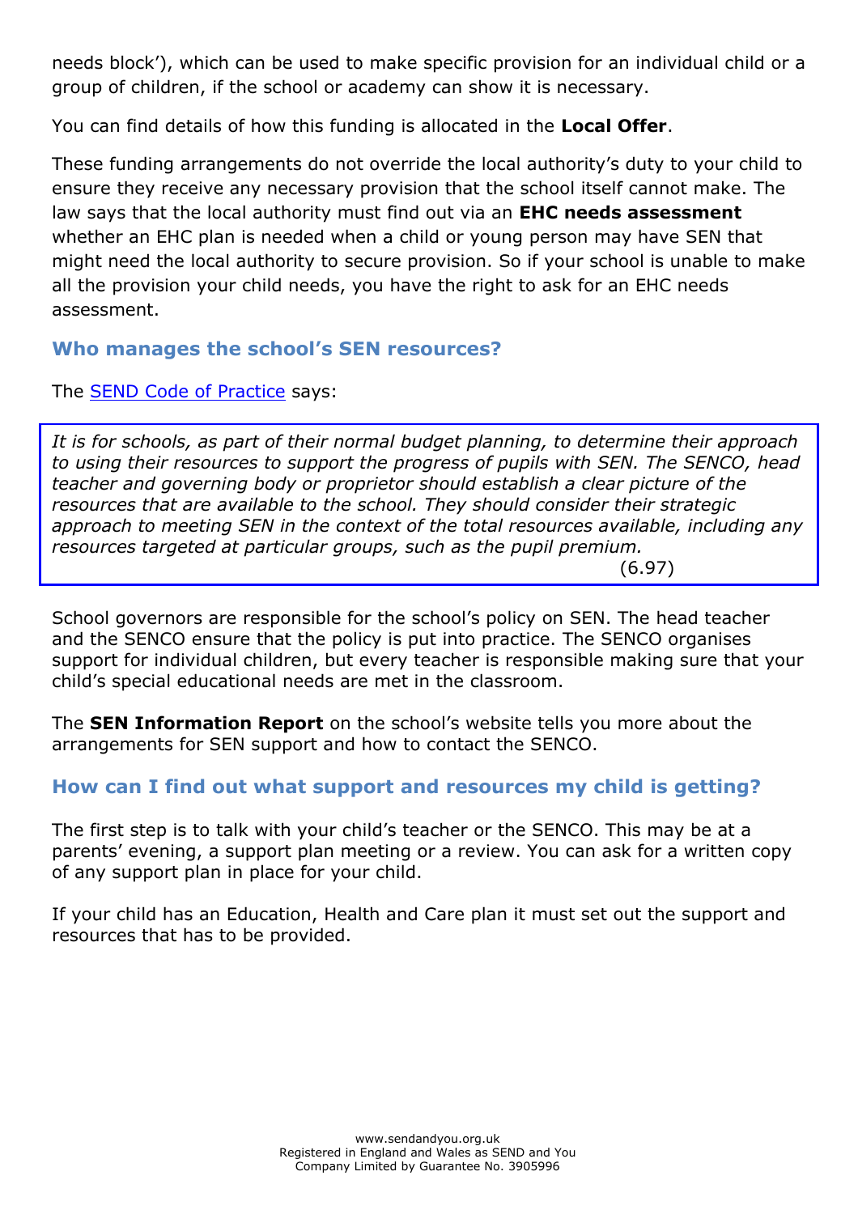needs block'), which can be used to make specific provision for an individual child or a group of children, if the school or academy can show it is necessary.

You can find details of how this funding is allocated in the **Local Offer**.

These funding arrangements do not override the local authority's duty to your child to ensure they receive any necessary provision that the school itself cannot make. The law says that the local authority must find out via an **EHC needs assessment** whether an EHC plan is needed when a child or young person may have SEN that might need the local authority to secure provision. So if your school is unable to make all the provision your child needs, you have the right to ask for an EHC needs assessment.

## Who manages the school's SEN resources?

The [SEND Code of Practice](SEND Code of Practice) says:

> *It is for schools, as part of their normal budget planning, to determine their approach to using their resources to support the progress of pupils with SEN. The SENCO, head teacher and governing body or proprietor should establish a clear picture of the resources that are available to the school. They should consider their strategic approach to meeting SEN in the context of the total resources available, including any resources targeted at particular groups, such as the pupil premium.*
>
> (6.97)

School governors are responsible for the school's policy on SEN. The head teacher and the SENCO ensure that the policy is put into practice. The SENCO organises support for individual children, but every teacher is responsible making sure that your child's special educational needs are met in the classroom.

The **SEN Information Report** on the school's website tells you more about the arrangements for SEN support and how to contact the SENCO.

## How can I find out what support and resources my child is getting?

The first step is to talk with your child's teacher or the SENCO. This may be at a parents' evening, a support plan meeting or a review. You can ask for a written copy of any support plan in place for your child.

If your child has an Education, Health and Care plan it must set out the support and resources that has to be provided.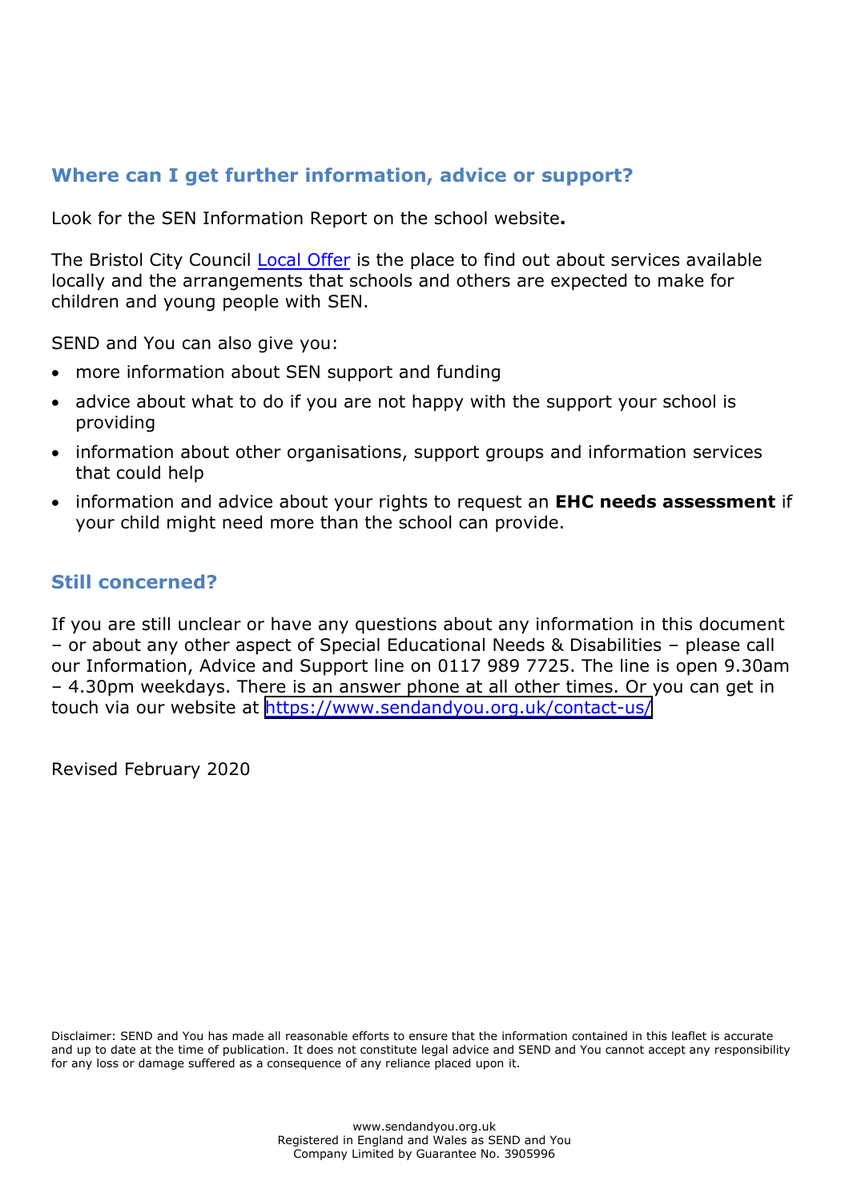## Where can I get further information, advice or support?

Look for the SEN Information Report on the school website**.**

The Bristol City Council [Local Offer]() is the place to find out about services available locally and the arrangements that schools and others are expected to make for children and young people with SEN.

SEND and You can also give you:

- more information about SEN support and funding
- advice about what to do if you are not happy with the support your school is providing
- information about other organisations, support groups and information services that could help
- information and advice about your rights to request an **EHC needs assessment** if your child might need more than the school can provide.

## Still concerned?

If you are still unclear or have any questions about any information in this document – or about any other aspect of Special Educational Needs & Disabilities – please call our Information, Advice and Support line on 0117 989 7725. The line is open 9.30am – 4.30pm weekdays. There is an answer phone at all other times. Or you can get in touch via our website at https://www.sendandyou.org.uk/contact-us/

Revised February 2020

Disclaimer: SEND and You has made all reasonable efforts to ensure that the information contained in this leaflet is accurate and up to date at the time of publication. It does not constitute legal advice and SEND and You cannot accept any responsibility for any loss or damage suffered as a consequence of any reliance placed upon it.

www.sendandyou.org.uk
Registered in England and Wales as SEND and You
Company Limited by Guarantee No. 3905996